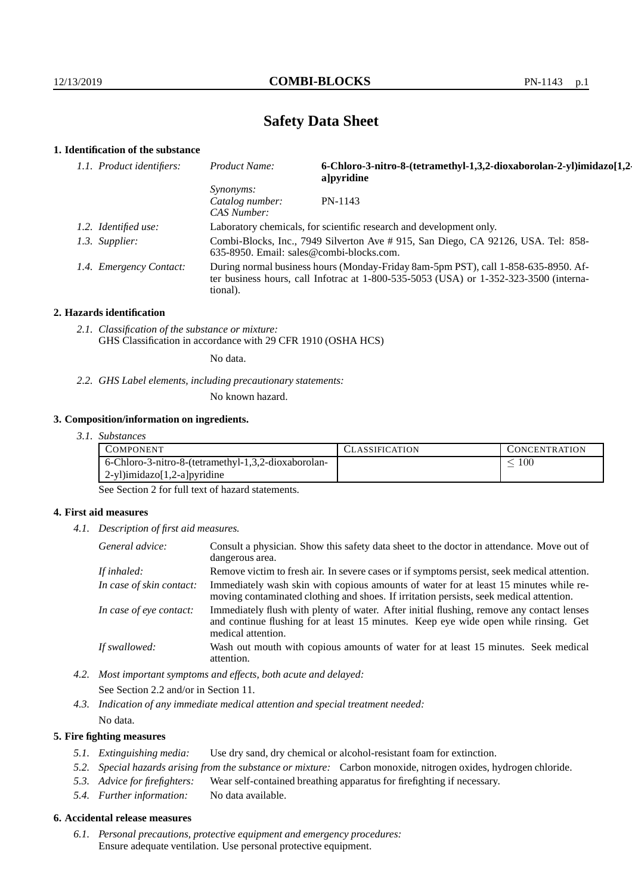# Safety Data Sheet

## 1. Identification of the substance

*1.1. Product identifiers:*

| | |
|---|---|
| *Product Name:* | **6-Chloro-3-nitro-8-(tetramethyl-1,3,2-dioxaborolan-2-yl)imidazo[1,2-a]pyridine** |
| *Synonyms:* | |
| *Catalog number:* | PN-1143 |
| *CAS Number:* | |

*1.2. Identified use:* Laboratory chemicals, for scientific research and development only.

*1.3. Supplier:* Combi-Blocks, Inc., 7949 Silverton Ave # 915, San Diego, CA 92126, USA. Tel: 858-635-8950. Email: sales@combi-blocks.com.

*1.4. Emergency Contact:* During normal business hours (Monday-Friday 8am-5pm PST), call 1-858-635-8950. After business hours, call Infotrac at 1-800-535-5053 (USA) or 1-352-323-3500 (international).

## 2. Hazards identification

*2.1. Classification of the substance or mixture:*
GHS Classification in accordance with 29 CFR 1910 (OSHA HCS)

No data.

*2.2. GHS Label elements, including precautionary statements:*

No known hazard.

## 3. Composition/information on ingredients.

*3.1. Substances*

| COMPONENT | CLASSIFICATION | CONCENTRATION |
|---|---|---|
| 6-Chloro-3-nitro-8-(tetramethyl-1,3,2-dioxaborolan-2-yl)imidazo[1,2-a]pyridine | | $\leq 100$ |

See Section 2 for full text of hazard statements.

## 4. First aid measures

*4.1. Description of first aid measures.*

*General advice:* Consult a physician. Show this safety data sheet to the doctor in attendance. Move out of dangerous area.

*If inhaled:* Remove victim to fresh air. In severe cases or if symptoms persist, seek medical attention.

*In case of skin contact:* Immediately wash skin with copious amounts of water for at least 15 minutes while removing contaminated clothing and shoes. If irritation persists, seek medical attention.

*In case of eye contact:* Immediately flush with plenty of water. After initial flushing, remove any contact lenses and continue flushing for at least 15 minutes. Keep eye wide open while rinsing. Get medical attention.

*If swallowed:* Wash out mouth with copious amounts of water for at least 15 minutes. Seek medical attention.

*4.2. Most important symptoms and effects, both acute and delayed:*

See Section 2.2 and/or in Section 11.

*4.3. Indication of any immediate medical attention and special treatment needed:*

No data.

## 5. Fire fighting measures

*5.1. Extinguishing media:* Use dry sand, dry chemical or alcohol-resistant foam for extinction.

*5.2. Special hazards arising from the substance or mixture:* Carbon monoxide, nitrogen oxides, hydrogen chloride.

*5.3. Advice for firefighters:* Wear self-contained breathing apparatus for firefighting if necessary.

*5.4. Further information:* No data available.

## 6. Accidental release measures

*6.1. Personal precautions, protective equipment and emergency procedures:*
Ensure adequate ventilation. Use personal protective equipment.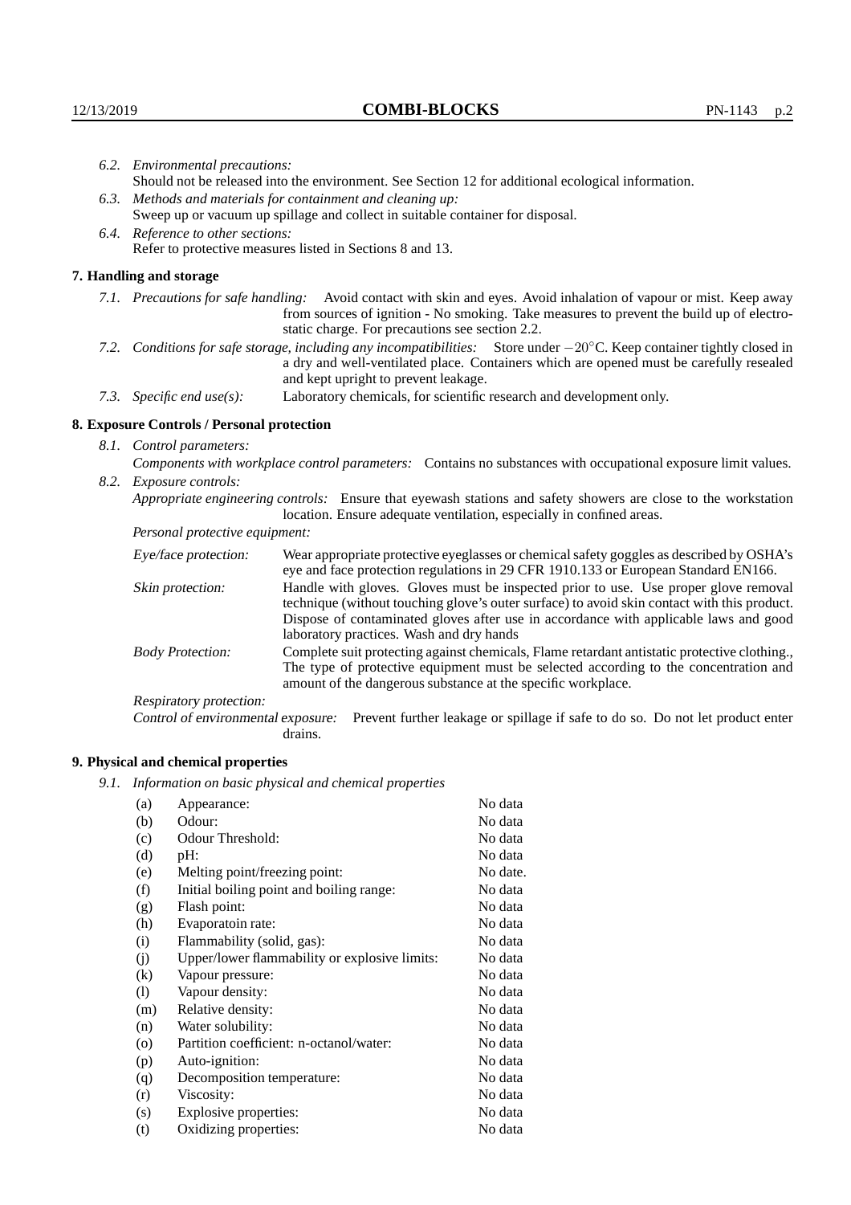*6.2. Environmental precautions:*
Should not be released into the environment. See Section 12 for additional ecological information.

*6.3. Methods and materials for containment and cleaning up:*
Sweep up or vacuum up spillage and collect in suitable container for disposal.

*6.4. Reference to other sections:*
Refer to protective measures listed in Sections 8 and 13.

## 7. Handling and storage

*7.1. Precautions for safe handling:* Avoid contact with skin and eyes. Avoid inhalation of vapour or mist. Keep away from sources of ignition - No smoking. Take measures to prevent the build up of electrostatic charge. For precautions see section 2.2.

*7.2. Conditions for safe storage, including any incompatibilities:* Store under $-20^{\circ}$C. Keep container tightly closed in a dry and well-ventilated place. Containers which are opened must be carefully resealed and kept upright to prevent leakage.

*7.3. Specific end use(s):* Laboratory chemicals, for scientific research and development only.

## 8. Exposure Controls / Personal protection

*8.1. Control parameters:*
*Components with workplace control parameters:* Contains no substances with occupational exposure limit values.

*8.2. Exposure controls:*
*Appropriate engineering controls:* Ensure that eyewash stations and safety showers are close to the workstation location. Ensure adequate ventilation, especially in confined areas.

*Personal protective equipment:*

*Eye/face protection:* Wear appropriate protective eyeglasses or chemical safety goggles as described by OSHA's eye and face protection regulations in 29 CFR 1910.133 or European Standard EN166.

*Skin protection:* Handle with gloves. Gloves must be inspected prior to use. Use proper glove removal technique (without touching glove's outer surface) to avoid skin contact with this product. Dispose of contaminated gloves after use in accordance with applicable laws and good laboratory practices. Wash and dry hands

*Body Protection:* Complete suit protecting against chemicals, Flame retardant antistatic protective clothing., The type of protective equipment must be selected according to the concentration and amount of the dangerous substance at the specific workplace.

*Respiratory protection:*

*Control of environmental exposure:* Prevent further leakage or spillage if safe to do so. Do not let product enter drains.

## 9. Physical and chemical properties

*9.1. Information on basic physical and chemical properties*

| | | |
|---|---|---|
| (a) | Appearance: | No data |
| (b) | Odour: | No data |
| (c) | Odour Threshold: | No data |
| (d) | pH: | No data |
| (e) | Melting point/freezing point: | No date. |
| (f) | Initial boiling point and boiling range: | No data |
| (g) | Flash point: | No data |
| (h) | Evaporatoin rate: | No data |
| (i) | Flammability (solid, gas): | No data |
| (j) | Upper/lower flammability or explosive limits: | No data |
| (k) | Vapour pressure: | No data |
| (l) | Vapour density: | No data |
| (m) | Relative density: | No data |
| (n) | Water solubility: | No data |
| (o) | Partition coefficient: n-octanol/water: | No data |
| (p) | Auto-ignition: | No data |
| (q) | Decomposition temperature: | No data |
| (r) | Viscosity: | No data |
| (s) | Explosive properties: | No data |
| (t) | Oxidizing properties: | No data |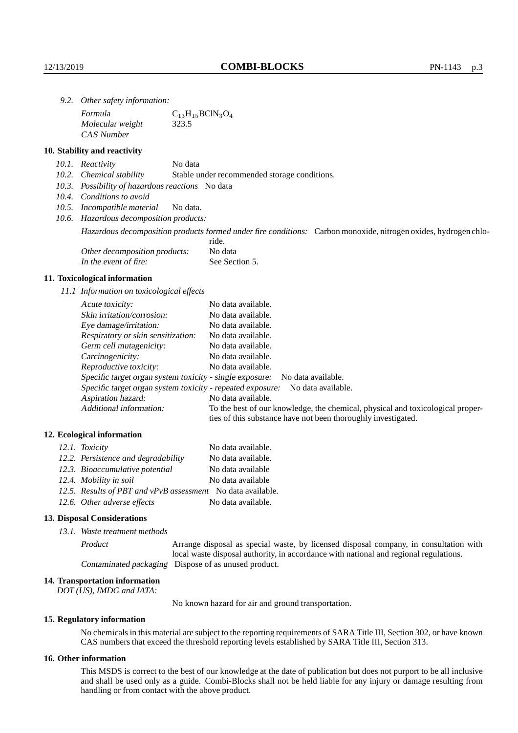*9.2. Other safety information:*

| | |
|---|---|
| *Formula* | $C_{13}H_{15}BClN_3O_4$ |
| *Molecular weight* | 323.5 |
| *CAS Number* | |

## 10. Stability and reactivity

- *10.1. Reactivity* No data
- *10.2. Chemical stability* Stable under recommended storage conditions.
- *10.3. Possibility of hazardous reactions* No data
- *10.4. Conditions to avoid*
- *10.5. Incompatible material* No data.
- *10.6. Hazardous decomposition products:*

*Hazardous decomposition products formed under fire conditions:* Carbon monoxide, nitrogen oxides, hydrogen chloride.

| | |
|---|---|
| *Other decomposition products:* | No data |
| *In the event of fire:* | See Section 5. |

## 11. Toxicological information

*11.1 Information on toxicological effects*

| | |
|---|---|
| *Acute toxicity:* | No data available. |
| *Skin irritation/corrosion:* | No data available. |
| *Eye damage/irritation:* | No data available. |
| *Respiratory or skin sensitization:* | No data available. |
| *Germ cell mutagenicity:* | No data available. |
| *Carcinogenicity:* | No data available. |
| *Reproductive toxicity:* | No data available. |
| *Specific target organ system toxicity - single exposure:* | No data available. |
| *Specific target organ system toxicity - repeated exposure:* | No data available. |
| *Aspiration hazard:* | No data available. |
| *Additional information:* | To the best of our knowledge, the chemical, physical and toxicological properties of this substance have not been thoroughly investigated. |

## 12. Ecological information

| | |
|---|---|
| *12.1. Toxicity* | No data available. |
| *12.2. Persistence and degradability* | No data available. |
| *12.3. Bioaccumulative potential* | No data available |
| *12.4. Mobility in soil* | No data available |
| *12.5. Results of PBT and vPvB assessment* | No data available. |
| *12.6. Other adverse effects* | No data available. |

## 13. Disposal Considerations

*13.1. Waste treatment methods*

| | |
|---|---|
| *Product* | Arrange disposal as special waste, by licensed disposal company, in consultation with local waste disposal authority, in accordance with national and regional regulations. |
| *Contaminated packaging* | Dispose of as unused product. |

## 14. Transportation information

*DOT (US), IMDG and IATA:*

No known hazard for air and ground transportation.

## 15. Regulatory information

No chemicals in this material are subject to the reporting requirements of SARA Title III, Section 302, or have known CAS numbers that exceed the threshold reporting levels established by SARA Title III, Section 313.

## 16. Other information

This MSDS is correct to the best of our knowledge at the date of publication but does not purport to be all inclusive and shall be used only as a guide. Combi-Blocks shall not be held liable for any injury or damage resulting from handling or from contact with the above product.